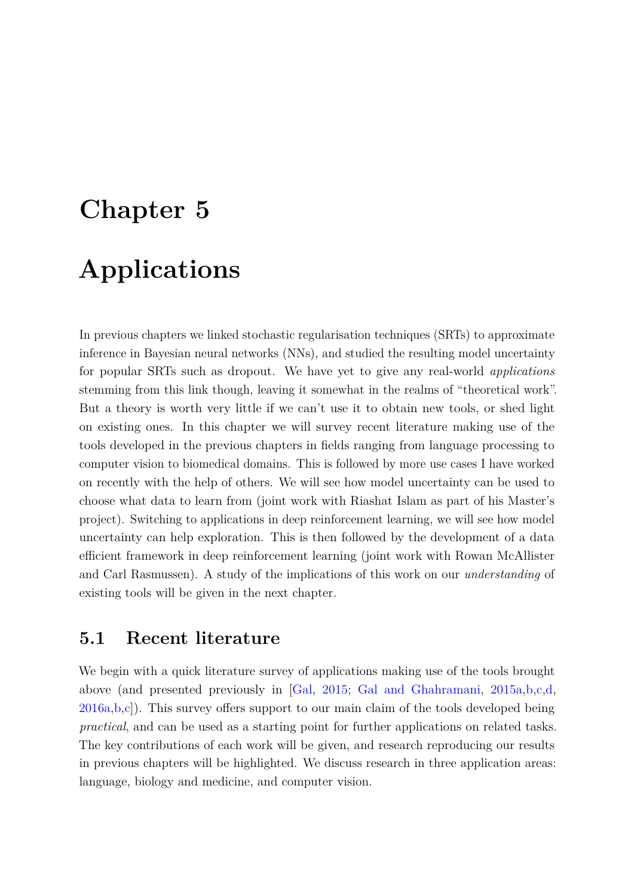# Chapter 5

# Applications

In previous chapters we linked stochastic regularisation techniques (SRTs) to approximate inference in Bayesian neural networks (NNs), and studied the resulting model uncertainty for popular SRTs such as dropout. We have yet to give any real-world *applications* stemming from this link though, leaving it somewhat in the realms of "theoretical work". But a theory is worth very little if we can't use it to obtain new tools, or shed light on existing ones. In this chapter we will survey recent literature making use of the tools developed in the previous chapters in fields ranging from language processing to computer vision to biomedical domains. This is followed by more use cases I have worked on recently with the help of others. We will see how model uncertainty can be used to choose what data to learn from (joint work with Riashat Islam as part of his Master's project). Switching to applications in deep reinforcement learning, we will see how model uncertainty can help exploration. This is then followed by the development of a data efficient framework in deep reinforcement learning (joint work with Rowan McAllister and Carl Rasmussen). A study of the implications of this work on our *understanding* of existing tools will be given in the next chapter.

## 5.1 Recent literature

We begin with a quick literature survey of applications making use of the tools brought above (and presented previously in [Gal, 2015; Gal and Ghahramani, 2015a,b,c,d, 2016a,b,c]). This survey offers support to our main claim of the tools developed being *practical*, and can be used as a starting point for further applications on related tasks. The key contributions of each work will be given, and research reproducing our results in previous chapters will be highlighted. We discuss research in three application areas: language, biology and medicine, and computer vision.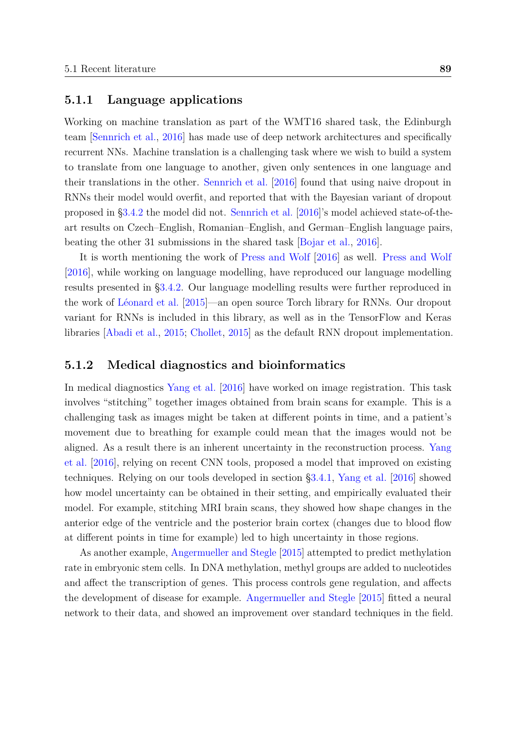### 5.1.1 Language applications

Working on machine translation as part of the WMT16 shared task, the Edinburgh team [Sennrich et al., 2016] has made use of deep network architectures and specifically recurrent NNs. Machine translation is a challenging task where we wish to build a system to translate from one language to another, given only sentences in one language and their translations in the other. Sennrich et al. [2016] found that using naive dropout in RNNs their model would overfit, and reported that with the Bayesian variant of dropout proposed in §3.4.2 the model did not. Sennrich et al. [2016]'s model achieved state-of-the-art results on Czech–English, Romanian–English, and German–English language pairs, beating the other 31 submissions in the shared task [Bojar et al., 2016].

It is worth mentioning the work of Press and Wolf [2016] as well. Press and Wolf [2016], while working on language modelling, have reproduced our language modelling results presented in §3.4.2. Our language modelling results were further reproduced in the work of Léonard et al. [2015]—an open source Torch library for RNNs. Our dropout variant for RNNs is included in this library, as well as in the TensorFlow and Keras libraries [Abadi et al., 2015; Chollet, 2015] as the default RNN dropout implementation.

### 5.1.2 Medical diagnostics and bioinformatics

In medical diagnostics Yang et al. [2016] have worked on image registration. This task involves "stitching" together images obtained from brain scans for example. This is a challenging task as images might be taken at different points in time, and a patient's movement due to breathing for example could mean that the images would not be aligned. As a result there is an inherent uncertainty in the reconstruction process. Yang et al. [2016], relying on recent CNN tools, proposed a model that improved on existing techniques. Relying on our tools developed in section §3.4.1, Yang et al. [2016] showed how model uncertainty can be obtained in their setting, and empirically evaluated their model. For example, stitching MRI brain scans, they showed how shape changes in the anterior edge of the ventricle and the posterior brain cortex (changes due to blood flow at different points in time for example) led to high uncertainty in those regions.

As another example, Angermueller and Stegle [2015] attempted to predict methylation rate in embryonic stem cells. In DNA methylation, methyl groups are added to nucleotides and affect the transcription of genes. This process controls gene regulation, and affects the development of disease for example. Angermueller and Stegle [2015] fitted a neural network to their data, and showed an improvement over standard techniques in the field.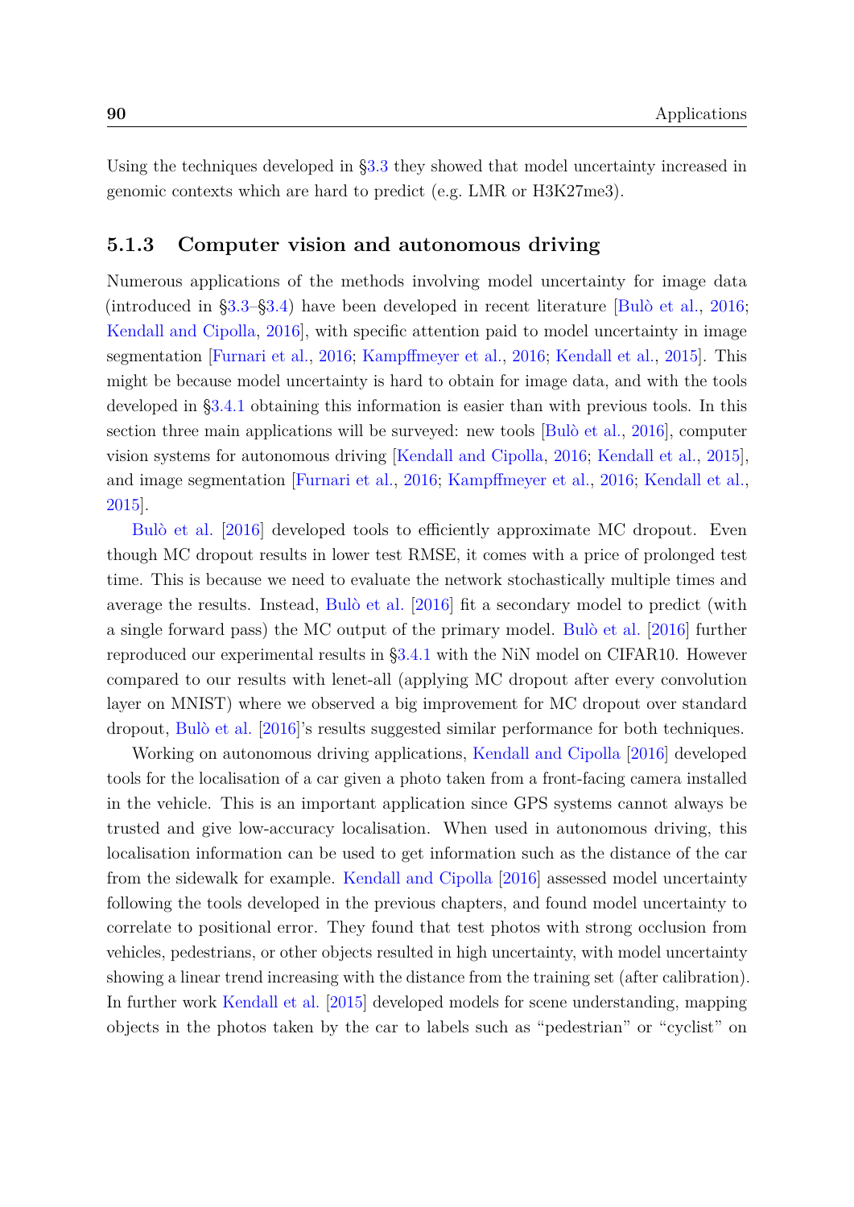Using the techniques developed in §3.3 they showed that model uncertainty increased in genomic contexts which are hard to predict (e.g. LMR or H3K27me3).

### 5.1.3 Computer vision and autonomous driving

Numerous applications of the methods involving model uncertainty for image data (introduced in §3.3–§3.4) have been developed in recent literature [Bulò et al., 2016; Kendall and Cipolla, 2016], with specific attention paid to model uncertainty in image segmentation [Furnari et al., 2016; Kampffmeyer et al., 2016; Kendall et al., 2015]. This might be because model uncertainty is hard to obtain for image data, and with the tools developed in §3.4.1 obtaining this information is easier than with previous tools. In this section three main applications will be surveyed: new tools [Bulò et al., 2016], computer vision systems for autonomous driving [Kendall and Cipolla, 2016; Kendall et al., 2015], and image segmentation [Furnari et al., 2016; Kampffmeyer et al., 2016; Kendall et al., 2015].

Bulò et al. [2016] developed tools to efficiently approximate MC dropout. Even though MC dropout results in lower test RMSE, it comes with a price of prolonged test time. This is because we need to evaluate the network stochastically multiple times and average the results. Instead, Bulò et al. [2016] fit a secondary model to predict (with a single forward pass) the MC output of the primary model. Bulò et al. [2016] further reproduced our experimental results in §3.4.1 with the NiN model on CIFAR10. However compared to our results with lenet-all (applying MC dropout after every convolution layer on MNIST) where we observed a big improvement for MC dropout over standard dropout, Bulò et al. [2016]'s results suggested similar performance for both techniques.

Working on autonomous driving applications, Kendall and Cipolla [2016] developed tools for the localisation of a car given a photo taken from a front-facing camera installed in the vehicle. This is an important application since GPS systems cannot always be trusted and give low-accuracy localisation. When used in autonomous driving, this localisation information can be used to get information such as the distance of the car from the sidewalk for example. Kendall and Cipolla [2016] assessed model uncertainty following the tools developed in the previous chapters, and found model uncertainty to correlate to positional error. They found that test photos with strong occlusion from vehicles, pedestrians, or other objects resulted in high uncertainty, with model uncertainty showing a linear trend increasing with the distance from the training set (after calibration). In further work Kendall et al. [2015] developed models for scene understanding, mapping objects in the photos taken by the car to labels such as "pedestrian" or "cyclist" on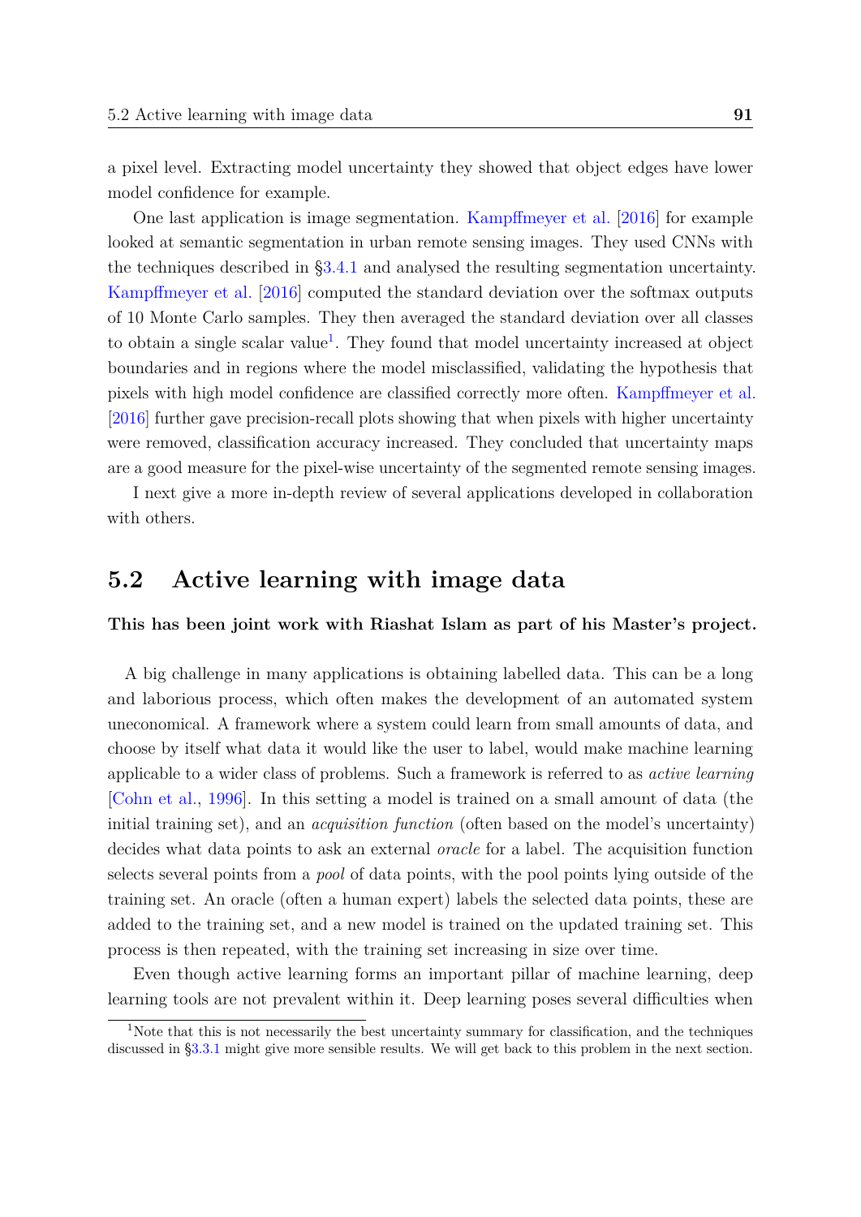a pixel level. Extracting model uncertainty they showed that object edges have lower model confidence for example.

One last application is image segmentation. Kampffmeyer et al. [2016] for example looked at semantic segmentation in urban remote sensing images. They used CNNs with the techniques described in §3.4.1 and analysed the resulting segmentation uncertainty. Kampffmeyer et al. [2016] computed the standard deviation over the softmax outputs of 10 Monte Carlo samples. They then averaged the standard deviation over all classes to obtain a single scalar value[1]. They found that model uncertainty increased at object boundaries and in regions where the model misclassified, validating the hypothesis that pixels with high model confidence are classified correctly more often. Kampffmeyer et al. [2016] further gave precision-recall plots showing that when pixels with higher uncertainty were removed, classification accuracy increased. They concluded that uncertainty maps are a good measure for the pixel-wise uncertainty of the segmented remote sensing images.

I next give a more in-depth review of several applications developed in collaboration with others.

## 5.2 Active learning with image data

**This has been joint work with Riashat Islam as part of his Master's project.**

A big challenge in many applications is obtaining labelled data. This can be a long and laborious process, which often makes the development of an automated system uneconomical. A framework where a system could learn from small amounts of data, and choose by itself what data it would like the user to label, would make machine learning applicable to a wider class of problems. Such a framework is referred to as *active learning* [Cohn et al., 1996]. In this setting a model is trained on a small amount of data (the initial training set), and an *acquisition function* (often based on the model's uncertainty) decides what data points to ask an external *oracle* for a label. The acquisition function selects several points from a *pool* of data points, with the pool points lying outside of the training set. An oracle (often a human expert) labels the selected data points, these are added to the training set, and a new model is trained on the updated training set. This process is then repeated, with the training set increasing in size over time.

Even though active learning forms an important pillar of machine learning, deep learning tools are not prevalent within it. Deep learning poses several difficulties when

[1] Note that this is not necessarily the best uncertainty summary for classification, and the techniques discussed in §3.3.1 might give more sensible results. We will get back to this problem in the next section.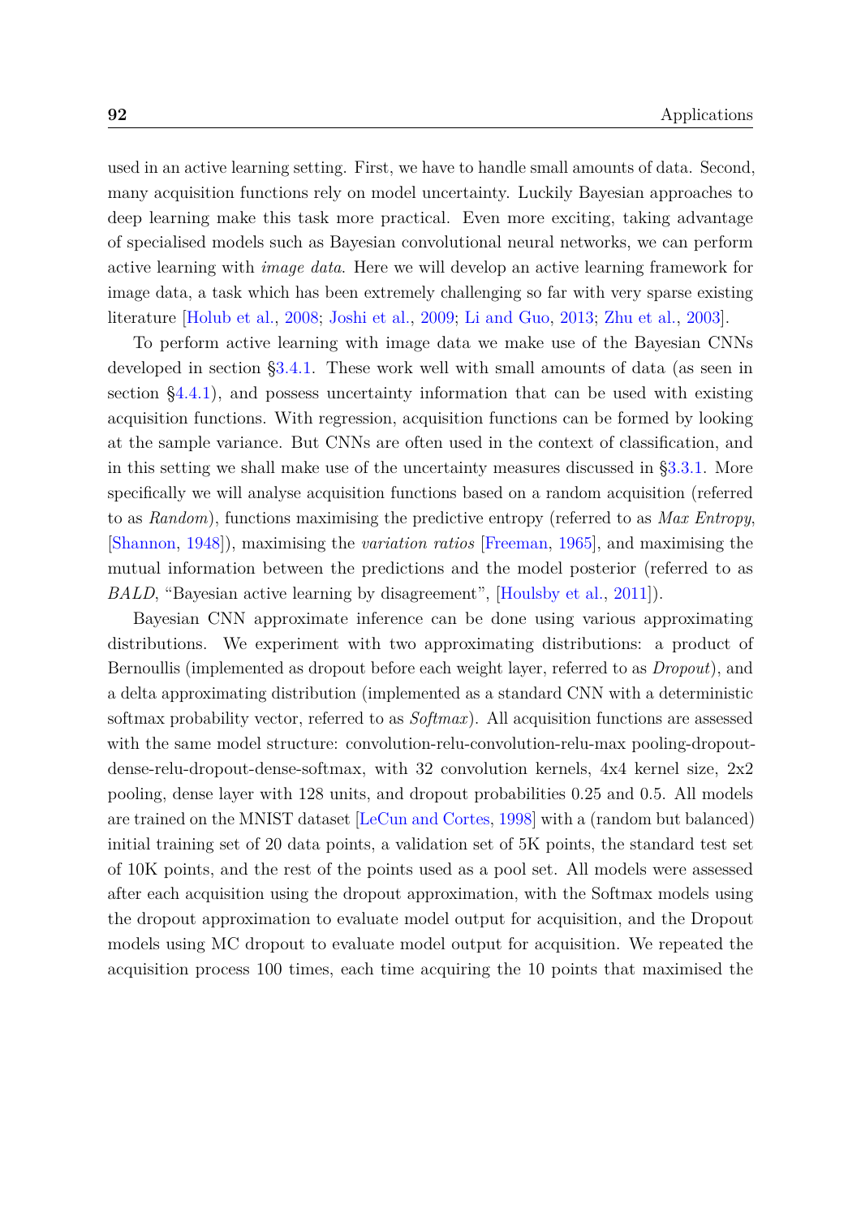used in an active learning setting. First, we have to handle small amounts of data. Second, many acquisition functions rely on model uncertainty. Luckily Bayesian approaches to deep learning make this task more practical. Even more exciting, taking advantage of specialised models such as Bayesian convolutional neural networks, we can perform active learning with *image data*. Here we will develop an active learning framework for image data, a task which has been extremely challenging so far with very sparse existing literature [Holub et al., 2008; Joshi et al., 2009; Li and Guo, 2013; Zhu et al., 2003].

To perform active learning with image data we make use of the Bayesian CNNs developed in section §3.4.1. These work well with small amounts of data (as seen in section §4.4.1), and possess uncertainty information that can be used with existing acquisition functions. With regression, acquisition functions can be formed by looking at the sample variance. But CNNs are often used in the context of classification, and in this setting we shall make use of the uncertainty measures discussed in §3.3.1. More specifically we will analyse acquisition functions based on a random acquisition (referred to as *Random*), functions maximising the predictive entropy (referred to as *Max Entropy*, [Shannon, 1948]), maximising the *variation ratios* [Freeman, 1965], and maximising the mutual information between the predictions and the model posterior (referred to as *BALD*, "Bayesian active learning by disagreement", [Houlsby et al., 2011]).

Bayesian CNN approximate inference can be done using various approximating distributions. We experiment with two approximating distributions: a product of Bernoullis (implemented as dropout before each weight layer, referred to as *Dropout*), and a delta approximating distribution (implemented as a standard CNN with a deterministic softmax probability vector, referred to as *Softmax*). All acquisition functions are assessed with the same model structure: convolution-relu-convolution-relu-max pooling-dropout-dense-relu-dropout-dense-softmax, with 32 convolution kernels, 4x4 kernel size, 2x2 pooling, dense layer with 128 units, and dropout probabilities 0.25 and 0.5. All models are trained on the MNIST dataset [LeCun and Cortes, 1998] with a (random but balanced) initial training set of 20 data points, a validation set of 5K points, the standard test set of 10K points, and the rest of the points used as a pool set. All models were assessed after each acquisition using the dropout approximation, with the Softmax models using the dropout approximation to evaluate model output for acquisition, and the Dropout models using MC dropout to evaluate model output for acquisition. We repeated the acquisition process 100 times, each time acquiring the 10 points that maximised the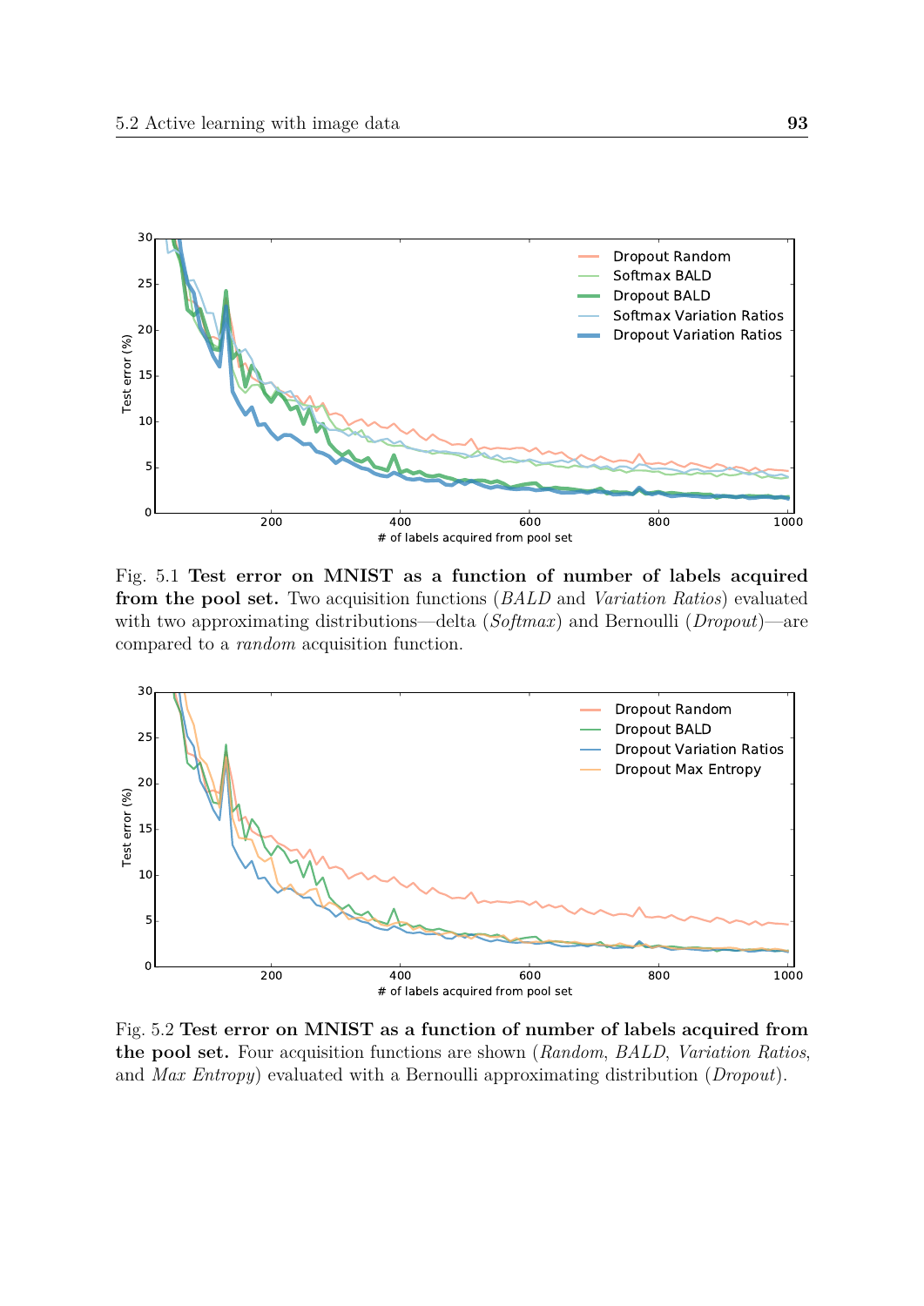Fig. 5.1 **Test error on MNIST as a function of number of labels acquired from the pool set.** Two acquisition functions (*BALD* and *Variation Ratios*) evaluated with two approximating distributions—delta (*Softmax*) and Bernoulli (*Dropout*)—are compared to a *random* acquisition function.

Fig. 5.2 **Test error on MNIST as a function of number of labels acquired from the pool set.** Four acquisition functions are shown (*Random*, *BALD*, *Variation Ratios*, and *Max Entropy*) evaluated with a Bernoulli approximating distribution (*Dropout*).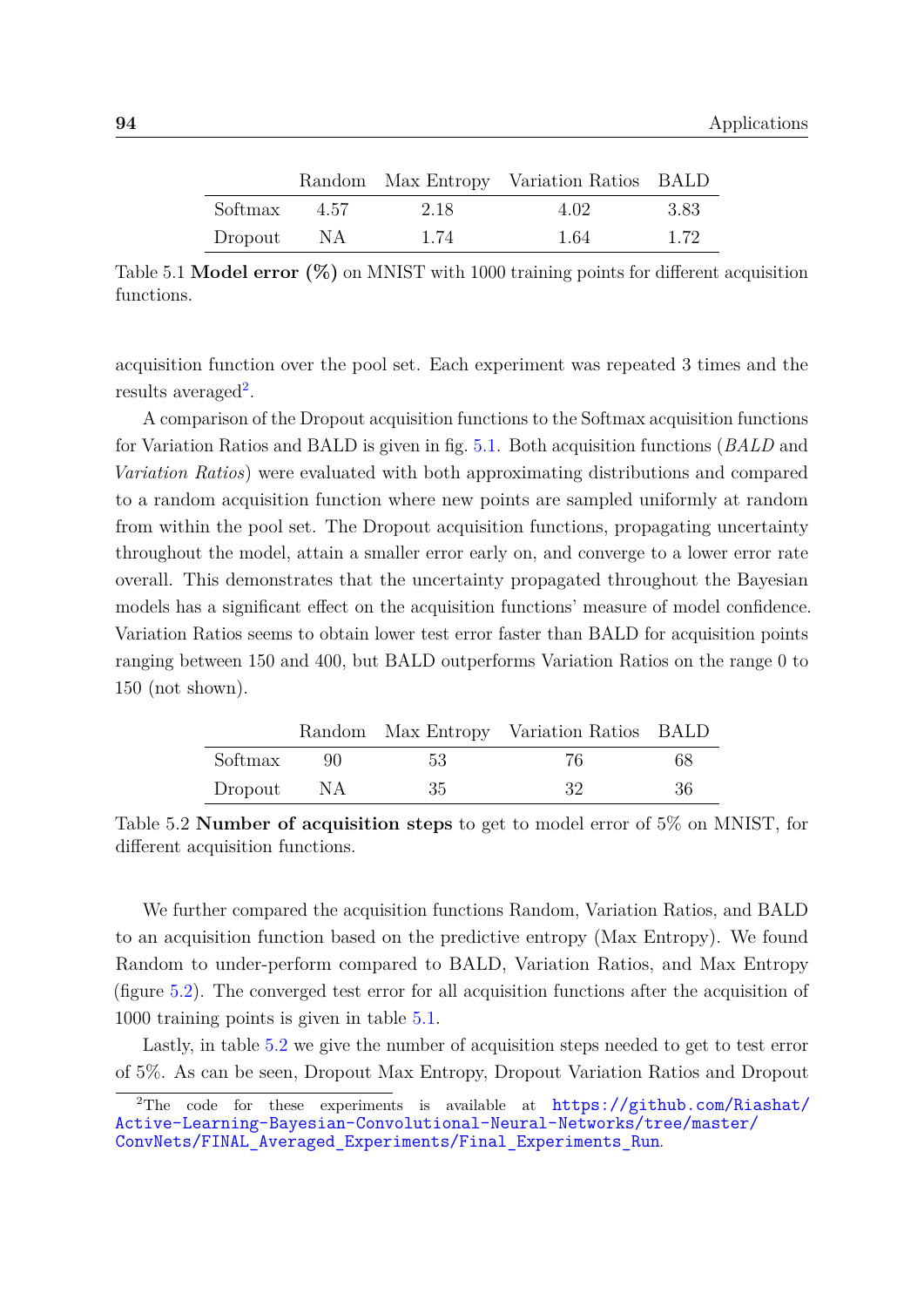|  | Random | Max Entropy | Variation Ratios | BALD |
|---|---|---|---|---|
| Softmax | 4.57 | 2.18 | 4.02 | 3.83 |
| Dropout | NA | 1.74 | 1.64 | 1.72 |

Table 5.1 **Model error (%)** on MNIST with 1000 training points for different acquisition functions.

acquisition function over the pool set. Each experiment was repeated 3 times and the results averaged[2].

A comparison of the Dropout acquisition functions to the Softmax acquisition functions for Variation Ratios and BALD is given in fig. 5.1. Both acquisition functions (*BALD* and *Variation Ratios*) were evaluated with both approximating distributions and compared to a random acquisition function where new points are sampled uniformly at random from within the pool set. The Dropout acquisition functions, propagating uncertainty throughout the model, attain a smaller error early on, and converge to a lower error rate overall. This demonstrates that the uncertainty propagated throughout the Bayesian models has a significant effect on the acquisition functions' measure of model confidence. Variation Ratios seems to obtain lower test error faster than BALD for acquisition points ranging between 150 and 400, but BALD outperforms Variation Ratios on the range 0 to 150 (not shown).

|  | Random | Max Entropy | Variation Ratios | BALD |
|---|---|---|---|---|
| Softmax | 90 | 53 | 76 | 68 |
| Dropout | NA | 35 | 32 | 36 |

Table 5.2 **Number of acquisition steps** to get to model error of 5% on MNIST, for different acquisition functions.

We further compared the acquisition functions Random, Variation Ratios, and BALD to an acquisition function based on the predictive entropy (Max Entropy). We found Random to under-perform compared to BALD, Variation Ratios, and Max Entropy (figure 5.2). The converged test error for all acquisition functions after the acquisition of 1000 training points is given in table 5.1.

Lastly, in table 5.2 we give the number of acquisition steps needed to get to test error of 5%. As can be seen, Dropout Max Entropy, Dropout Variation Ratios and Dropout

[2]The code for these experiments is available at https://github.com/Riashat/Active-Learning-Bayesian-Convolutional-Neural-Networks/tree/master/ConvNets/FINAL_Averaged_Experiments/Final_Experiments_Run.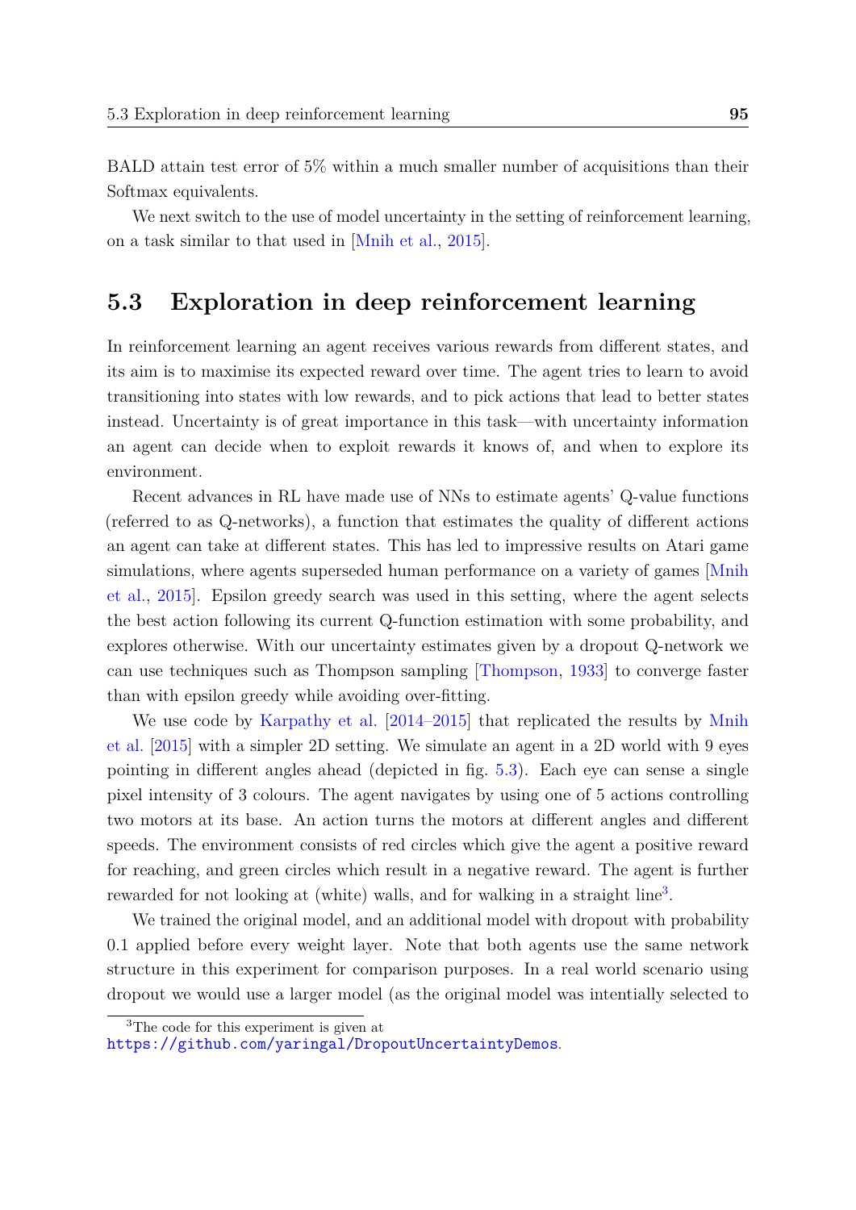BALD attain test error of 5% within a much smaller number of acquisitions than their Softmax equivalents.

We next switch to the use of model uncertainty in the setting of reinforcement learning, on a task similar to that used in [Mnih et al., 2015].

## 5.3 Exploration in deep reinforcement learning

In reinforcement learning an agent receives various rewards from different states, and its aim is to maximise its expected reward over time. The agent tries to learn to avoid transitioning into states with low rewards, and to pick actions that lead to better states instead. Uncertainty is of great importance in this task—with uncertainty information an agent can decide when to exploit rewards it knows of, and when to explore its environment.

Recent advances in RL have made use of NNs to estimate agents' Q-value functions (referred to as Q-networks), a function that estimates the quality of different actions an agent can take at different states. This has led to impressive results on Atari game simulations, where agents superseded human performance on a variety of games [Mnih et al., 2015]. Epsilon greedy search was used in this setting, where the agent selects the best action following its current Q-function estimation with some probability, and explores otherwise. With our uncertainty estimates given by a dropout Q-network we can use techniques such as Thompson sampling [Thompson, 1933] to converge faster than with epsilon greedy while avoiding over-fitting.

We use code by Karpathy et al. [2014–2015] that replicated the results by Mnih et al. [2015] with a simpler 2D setting. We simulate an agent in a 2D world with 9 eyes pointing in different angles ahead (depicted in fig. 5.3). Each eye can sense a single pixel intensity of 3 colours. The agent navigates by using one of 5 actions controlling two motors at its base. An action turns the motors at different angles and different speeds. The environment consists of red circles which give the agent a positive reward for reaching, and green circles which result in a negative reward. The agent is further rewarded for not looking at (white) walls, and for walking in a straight line[3].

We trained the original model, and an additional model with dropout with probability 0.1 applied before every weight layer. Note that both agents use the same network structure in this experiment for comparison purposes. In a real world scenario using dropout we would use a larger model (as the original model was intentionally selected to

[3]The code for this experiment is given at https://github.com/yaringal/DropoutUncertaintyDemos.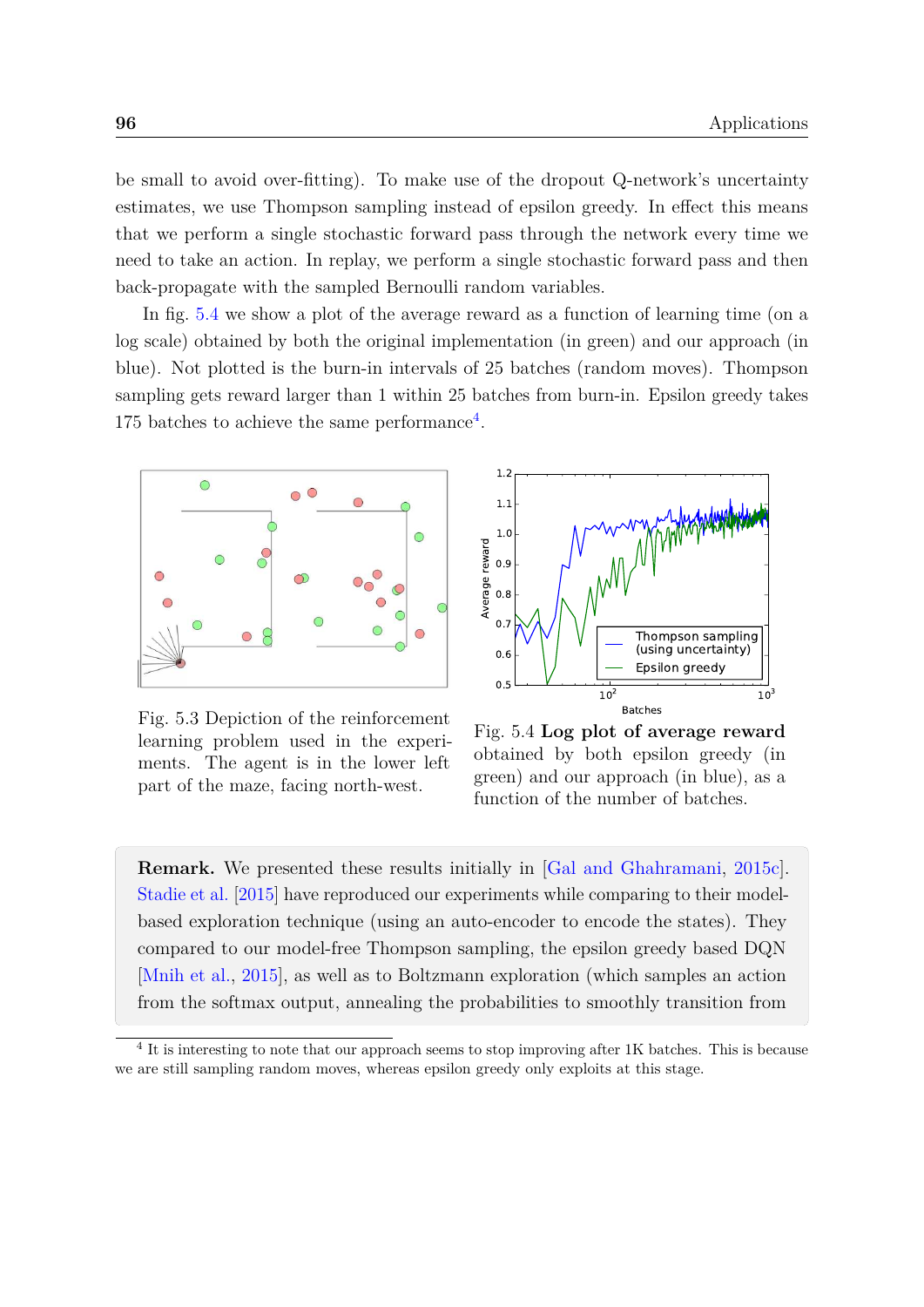be small to avoid over-fitting). To make use of the dropout Q-network's uncertainty estimates, we use Thompson sampling instead of epsilon greedy. In effect this means that we perform a single stochastic forward pass through the network every time we need to take an action. In replay, we perform a single stochastic forward pass and then back-propagate with the sampled Bernoulli random variables.

In fig. 5.4 we show a plot of the average reward as a function of learning time (on a log scale) obtained by both the original implementation (in green) and our approach (in blue). Not plotted is the burn-in intervals of 25 batches (random moves). Thompson sampling gets reward larger than 1 within 25 batches from burn-in. Epsilon greedy takes 175 batches to achieve the same performance[4].

Fig. 5.3 Depiction of the reinforcement learning problem used in the experiments. The agent is in the lower left part of the maze, facing north-west.

Fig. 5.4 **Log plot of average reward** obtained by both epsilon greedy (in green) and our approach (in blue), as a function of the number of batches.

> **Remark.** We presented these results initially in [Gal and Ghahramani, 2015c]. Stadie et al. [2015] have reproduced our experiments while comparing to their model-based exploration technique (using an auto-encoder to encode the states). They compared to our model-free Thompson sampling, the epsilon greedy based DQN [Mnih et al., 2015], as well as to Boltzmann exploration (which samples an action from the softmax output, annealing the probabilities to smoothly transition from

[4] It is interesting to note that our approach seems to stop improving after 1K batches. This is because we are still sampling random moves, whereas epsilon greedy only exploits at this stage.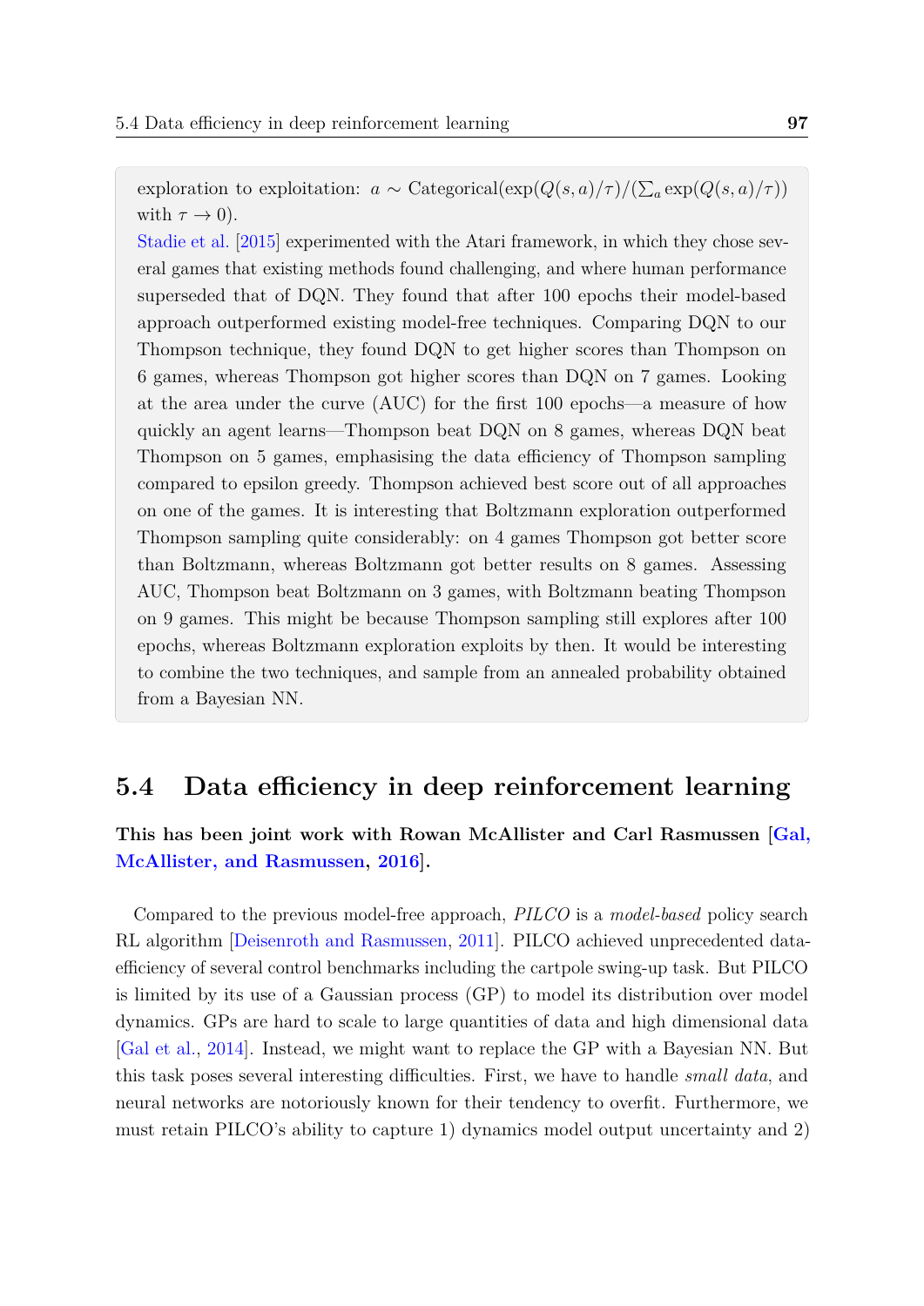exploration to exploitation: $a \sim \text{Categorical}(\exp(Q(s, a)/\tau)/(\sum_a \exp(Q(s, a)/\tau))$ with $\tau \to 0$).

Stadie et al. [2015] experimented with the Atari framework, in which they chose several games that existing methods found challenging, and where human performance superseded that of DQN. They found that after 100 epochs their model-based approach outperformed existing model-free techniques. Comparing DQN to our Thompson technique, they found DQN to get higher scores than Thompson on 6 games, whereas Thompson got higher scores than DQN on 7 games. Looking at the area under the curve (AUC) for the first 100 epochs—a measure of how quickly an agent learns—Thompson beat DQN on 8 games, whereas DQN beat Thompson on 5 games, emphasising the data efficiency of Thompson sampling compared to epsilon greedy. Thompson achieved best score out of all approaches on one of the games. It is interesting that Boltzmann exploration outperformed Thompson sampling quite considerably: on 4 games Thompson got better score than Boltzmann, whereas Boltzmann got better results on 8 games. Assessing AUC, Thompson beat Boltzmann on 3 games, with Boltzmann beating Thompson on 9 games. This might be because Thompson sampling still explores after 100 epochs, whereas Boltzmann exploration exploits by then. It would be interesting to combine the two techniques, and sample from an annealed probability obtained from a Bayesian NN.

## 5.4 Data efficiency in deep reinforcement learning

**This has been joint work with Rowan McAllister and Carl Rasmussen [Gal, McAllister, and Rasmussen, 2016].**

Compared to the previous model-free approach, *PILCO* is a *model-based* policy search RL algorithm [Deisenroth and Rasmussen, 2011]. PILCO achieved unprecedented data-efficiency of several control benchmarks including the cartpole swing-up task. But PILCO is limited by its use of a Gaussian process (GP) to model its distribution over model dynamics. GPs are hard to scale to large quantities of data and high dimensional data [Gal et al., 2014]. Instead, we might want to replace the GP with a Bayesian NN. But this task poses several interesting difficulties. First, we have to handle *small data*, and neural networks are notoriously known for their tendency to overfit. Furthermore, we must retain PILCO's ability to capture 1) dynamics model output uncertainty and 2)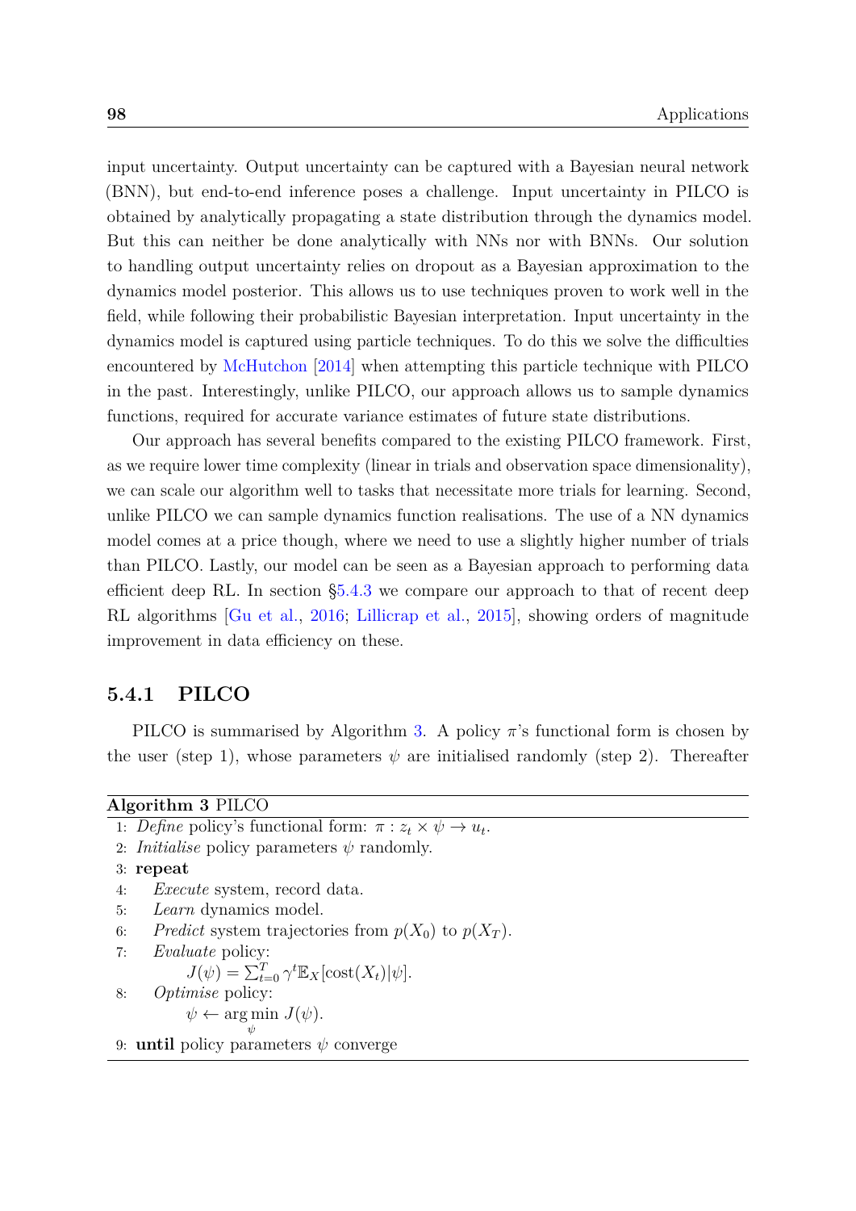input uncertainty. Output uncertainty can be captured with a Bayesian neural network (BNN), but end-to-end inference poses a challenge. Input uncertainty in PILCO is obtained by analytically propagating a state distribution through the dynamics model. But this can neither be done analytically with NNs nor with BNNs. Our solution to handling output uncertainty relies on dropout as a Bayesian approximation to the dynamics model posterior. This allows us to use techniques proven to work well in the field, while following their probabilistic Bayesian interpretation. Input uncertainty in the dynamics model is captured using particle techniques. To do this we solve the difficulties encountered by McHutchon [2014] when attempting this particle technique with PILCO in the past. Interestingly, unlike PILCO, our approach allows us to sample dynamics functions, required for accurate variance estimates of future state distributions.

Our approach has several benefits compared to the existing PILCO framework. First, as we require lower time complexity (linear in trials and observation space dimensionality), we can scale our algorithm well to tasks that necessitate more trials for learning. Second, unlike PILCO we can sample dynamics function realisations. The use of a NN dynamics model comes at a price though, where we need to use a slightly higher number of trials than PILCO. Lastly, our model can be seen as a Bayesian approach to performing data efficient deep RL. In section §5.4.3 we compare our approach to that of recent deep RL algorithms [Gu et al., 2016; Lillicrap et al., 2015], showing orders of magnitude improvement in data efficiency on these.

### 5.4.1 PILCO

PILCO is summarised by Algorithm 3. A policy $\pi$'s functional form is chosen by the user (step 1), whose parameters $\psi$ are initialised randomly (step 2). Thereafter

**Algorithm 3** PILCO

1: *Define* policy's functional form: $\pi : z_t \times \psi \to u_t$.
2: *Initialise* policy parameters $\psi$ randomly.
3: **repeat**
4: *Execute* system, record data.
5: *Learn* dynamics model.
6: *Predict* system trajectories from $p(X_0)$ to $p(X_T)$.
7: *Evaluate* policy:
$$J(\psi) = \sum_{t=0}^{T} \gamma^t \mathbb{E}_X[\text{cost}(X_t)|\psi].$$
8: *Optimise* policy:
$$\psi \leftarrow \arg\min_{\psi} J(\psi).$$
9: **until** policy parameters $\psi$ converge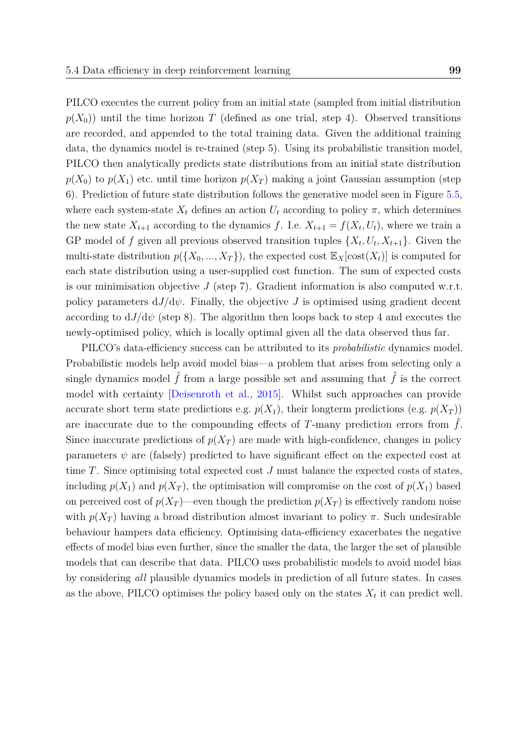PILCO executes the current policy from an initial state (sampled from initial distribution $p(X_0)$) until the time horizon $T$ (defined as one trial, step 4). Observed transitions are recorded, and appended to the total training data. Given the additional training data, the dynamics model is re-trained (step 5). Using its probabilistic transition model, PILCO then analytically predicts state distributions from an initial state distribution $p(X_0)$ to $p(X_1)$ etc. until time horizon $p(X_T)$ making a joint Gaussian assumption (step 6). Prediction of future state distribution follows the generative model seen in Figure 5.5, where each system-state $X_t$ defines an action $U_t$ according to policy $\pi$, which determines the new state $X_{t+1}$ according to the dynamics $f$. I.e. $X_{t+1} = f(X_t, U_t)$, where we train a GP model of $f$ given all previous observed transition tuples $\{X_t, U_t, X_{t+1}\}$. Given the multi-state distribution $p(\{X_0, ..., X_T\})$, the expected cost $\mathbb{E}_X[\text{cost}(X_t)]$ is computed for each state distribution using a user-supplied cost function. The sum of expected costs is our minimisation objective $J$ (step 7). Gradient information is also computed w.r.t. policy parameters $\mathrm{d}J/\mathrm{d}\psi$. Finally, the objective $J$ is optimised using gradient decent according to $\mathrm{d}J/\mathrm{d}\psi$ (step 8). The algorithm then loops back to step 4 and executes the newly-optimised policy, which is locally optimal given all the data observed thus far.

PILCO's data-efficiency success can be attributed to its *probabilistic* dynamics model. Probabilistic models help avoid model bias—a problem that arises from selecting only a single dynamics model $\hat{f}$ from a large possible set and assuming that $\hat{f}$ is the correct model with certainty [Deisenroth et al., 2015]. Whilst such approaches can provide accurate short term state predictions e.g. $p(X_1)$, their longterm predictions (e.g. $p(X_T)$) are inaccurate due to the compounding effects of $T$-many prediction errors from $\hat{f}$. Since inaccurate predictions of $p(X_T)$ are made with high-confidence, changes in policy parameters $\psi$ are (falsely) predicted to have significant effect on the expected cost at time $T$. Since optimising total expected cost $J$ must balance the expected costs of states, including $p(X_1)$ and $p(X_T)$, the optimisation will compromise on the cost of $p(X_1)$ based on perceived cost of $p(X_T)$—even though the prediction $p(X_T)$ is effectively random noise with $p(X_T)$ having a broad distribution almost invariant to policy $\pi$. Such undesirable behaviour hampers data efficiency. Optimising data-efficiency exacerbates the negative effects of model bias even further, since the smaller the data, the larger the set of plausible models that can describe that data. PILCO uses probabilistic models to avoid model bias by considering *all* plausible dynamics models in prediction of all future states. In cases as the above, PILCO optimises the policy based only on the states $X_t$ it can predict well.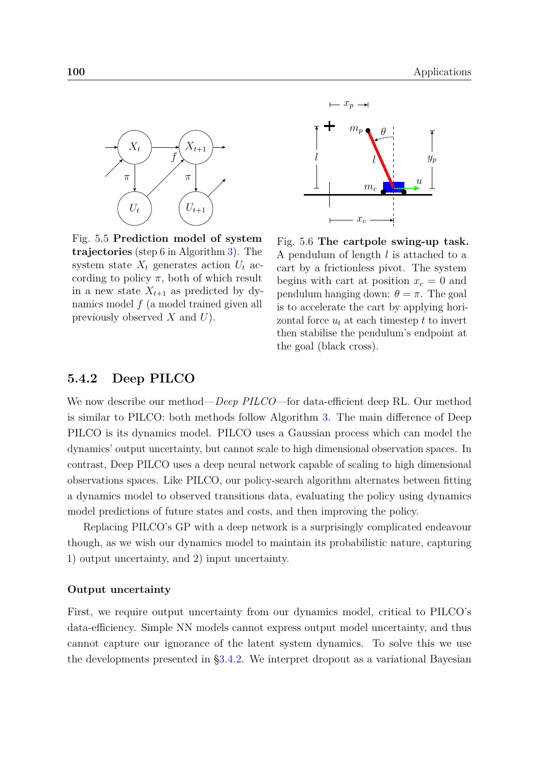Fig. 5.5 **Prediction model of system trajectories** (step 6 in Algorithm 3). The system state $X_t$ generates action $U_t$ according to policy $\pi$, both of which result in a new state $X_{t+1}$ as predicted by dynamics model $f$ (a model trained given all previously observed $X$ and $U$).

Fig. 5.6 **The cartpole swing-up task.** A pendulum of length $l$ is attached to a cart by a frictionless pivot. The system begins with cart at position $x_c = 0$ and pendulum hanging down: $\theta = \pi$. The goal is to accelerate the cart by applying horizontal force $u_t$ at each timestep $t$ to invert then stabilise the pendulum's endpoint at the goal (black cross).

### 5.4.2 Deep PILCO

We now describe our method—*Deep PILCO*—for data-efficient deep RL. Our method is similar to PILCO: both methods follow Algorithm 3. The main difference of Deep PILCO is its dynamics model. PILCO uses a Gaussian process which can model the dynamics' output uncertainty, but cannot scale to high dimensional observation spaces. In contrast, Deep PILCO uses a deep neural network capable of scaling to high dimensional observations spaces. Like PILCO, our policy-search algorithm alternates between fitting a dynamics model to observed transitions data, evaluating the policy using dynamics model predictions of future states and costs, and then improving the policy.

Replacing PILCO's GP with a deep network is a surprisingly complicated endeavour though, as we wish our dynamics model to maintain its probabilistic nature, capturing 1) output uncertainty, and 2) input uncertainty.

#### Output uncertainty

First, we require output uncertainty from our dynamics model, critical to PILCO's data-efficiency. Simple NN models cannot express output model uncertainty, and thus cannot capture our ignorance of the latent system dynamics. To solve this we use the developments presented in §3.4.2. We interpret dropout as a variational Bayesian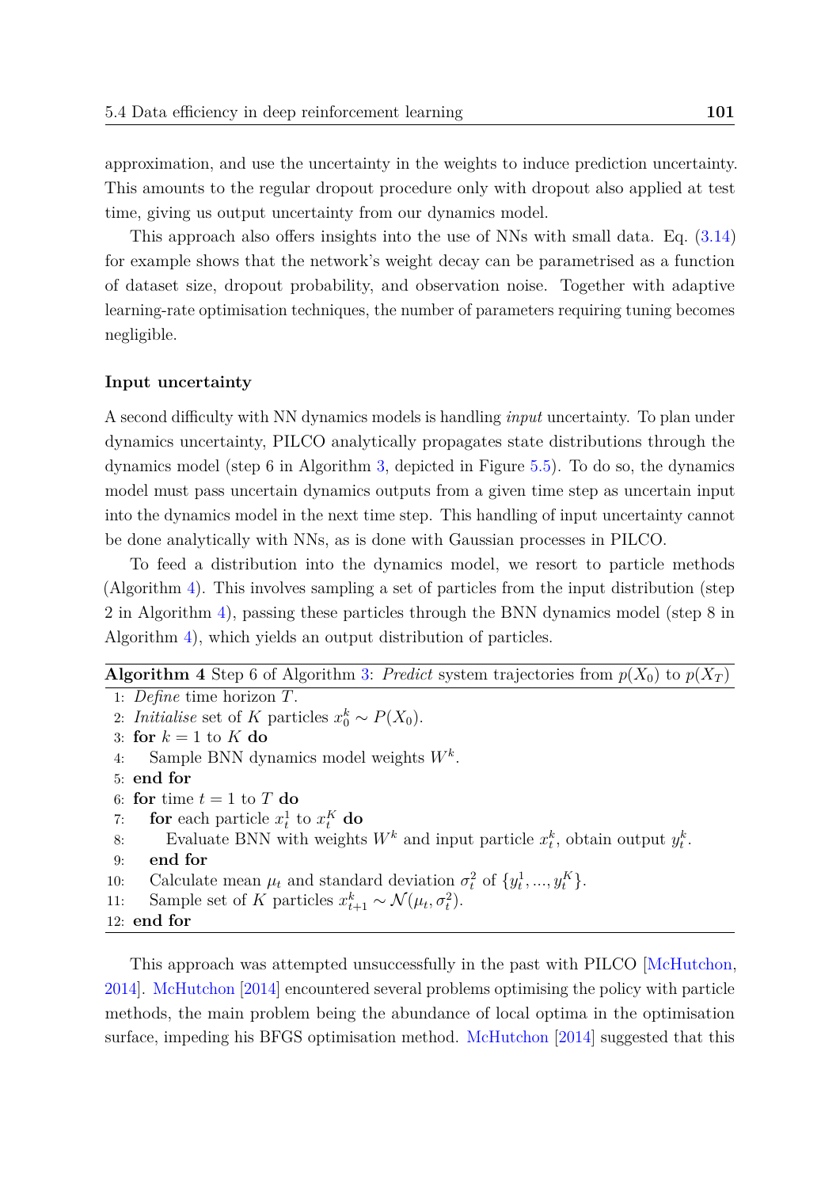approximation, and use the uncertainty in the weights to induce prediction uncertainty. This amounts to the regular dropout procedure only with dropout also applied at test time, giving us output uncertainty from our dynamics model.

This approach also offers insights into the use of NNs with small data. Eq. (3.14) for example shows that the network's weight decay can be parametrised as a function of dataset size, dropout probability, and observation noise. Together with adaptive learning-rate optimisation techniques, the number of parameters requiring tuning becomes negligible.

#### Input uncertainty

A second difficulty with NN dynamics models is handling *input* uncertainty. To plan under dynamics uncertainty, PILCO analytically propagates state distributions through the dynamics model (step 6 in Algorithm 3, depicted in Figure 5.5). To do so, the dynamics model must pass uncertain dynamics outputs from a given time step as uncertain input into the dynamics model in the next time step. This handling of input uncertainty cannot be done analytically with NNs, as is done with Gaussian processes in PILCO.

To feed a distribution into the dynamics model, we resort to particle methods (Algorithm 4). This involves sampling a set of particles from the input distribution (step 2 in Algorithm 4), passing these particles through the BNN dynamics model (step 8 in Algorithm 4), which yields an output distribution of particles.

**Algorithm 4** Step 6 of Algorithm 3: *Predict* system trajectories from $p(X_0)$ to $p(X_T)$

```
1:  Define time horizon T.
2:  Initialise set of K particles x_0^k ~ P(X_0).
3:  for k = 1 to K do
4:      Sample BNN dynamics model weights W^k.
5:  end for
6:  for time t = 1 to T do
7:      for each particle x_t^1 to x_t^K do
8:          Evaluate BNN with weights W^k and input particle x_t^k, obtain output y_t^k.
9:      end for
10:     Calculate mean μ_t and standard deviation σ_t^2 of {y_t^1, ..., y_t^K}.
11:     Sample set of K particles x_{t+1}^k ~ N(μ_t, σ_t^2).
12: end for
```

This approach was attempted unsuccessfully in the past with PILCO [McHutchon, 2014]. McHutchon [2014] encountered several problems optimising the policy with particle methods, the main problem being the abundance of local optima in the optimisation surface, impeding his BFGS optimisation method. McHutchon [2014] suggested that this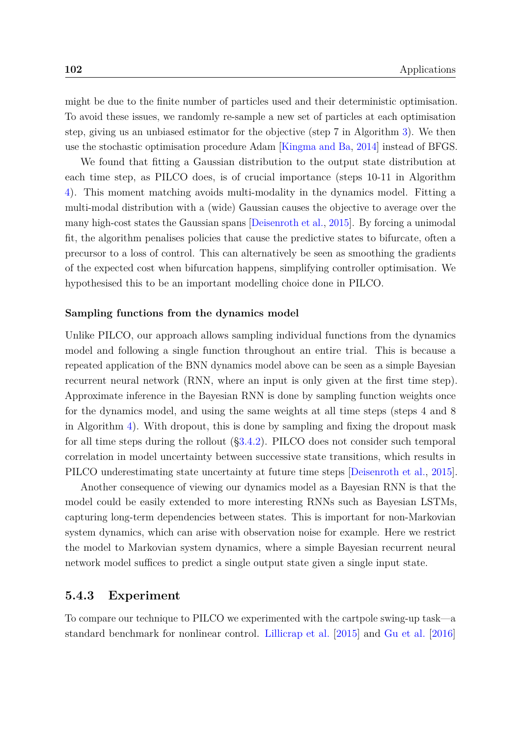might be due to the finite number of particles used and their deterministic optimisation. To avoid these issues, we randomly re-sample a new set of particles at each optimisation step, giving us an unbiased estimator for the objective (step 7 in Algorithm 3). We then use the stochastic optimisation procedure Adam [Kingma and Ba, 2014] instead of BFGS.

We found that fitting a Gaussian distribution to the output state distribution at each time step, as PILCO does, is of crucial importance (steps 10-11 in Algorithm 4). This moment matching avoids multi-modality in the dynamics model. Fitting a multi-modal distribution with a (wide) Gaussian causes the objective to average over the many high-cost states the Gaussian spans [Deisenroth et al., 2015]. By forcing a unimodal fit, the algorithm penalises policies that cause the predictive states to bifurcate, often a precursor to a loss of control. This can alternatively be seen as smoothing the gradients of the expected cost when bifurcation happens, simplifying controller optimisation. We hypothesised this to be an important modelling choice done in PILCO.

#### Sampling functions from the dynamics model

Unlike PILCO, our approach allows sampling individual functions from the dynamics model and following a single function throughout an entire trial. This is because a repeated application of the BNN dynamics model above can be seen as a simple Bayesian recurrent neural network (RNN, where an input is only given at the first time step). Approximate inference in the Bayesian RNN is done by sampling function weights once for the dynamics model, and using the same weights at all time steps (steps 4 and 8 in Algorithm 4). With dropout, this is done by sampling and fixing the dropout mask for all time steps during the rollout (§3.4.2). PILCO does not consider such temporal correlation in model uncertainty between successive state transitions, which results in PILCO underestimating state uncertainty at future time steps [Deisenroth et al., 2015].

Another consequence of viewing our dynamics model as a Bayesian RNN is that the model could be easily extended to more interesting RNNs such as Bayesian LSTMs, capturing long-term dependencies between states. This is important for non-Markovian system dynamics, which can arise with observation noise for example. Here we restrict the model to Markovian system dynamics, where a simple Bayesian recurrent neural network model suffices to predict a single output state given a single input state.

### 5.4.3 Experiment

To compare our technique to PILCO we experimented with the cartpole swing-up task—a standard benchmark for nonlinear control. Lillicrap et al. [2015] and Gu et al. [2016]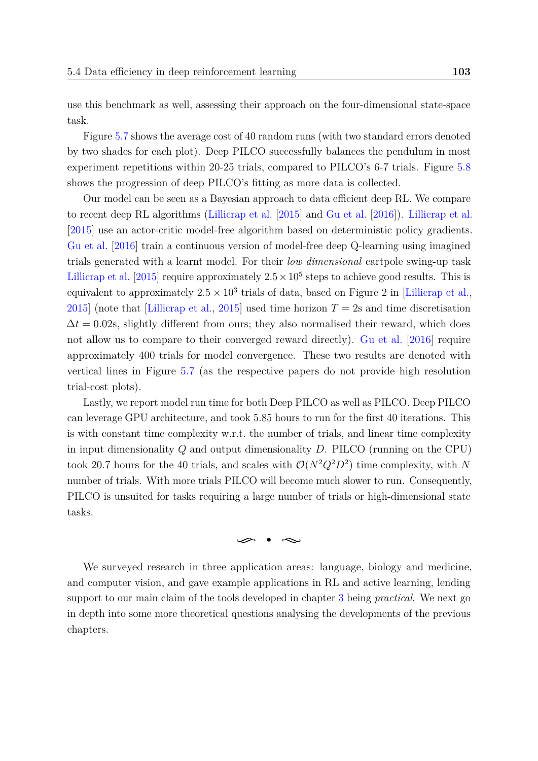use this benchmark as well, assessing their approach on the four-dimensional state-space task.

Figure 5.7 shows the average cost of 40 random runs (with two standard errors denoted by two shades for each plot). Deep PILCO successfully balances the pendulum in most experiment repetitions within 20-25 trials, compared to PILCO's 6-7 trials. Figure 5.8 shows the progression of deep PILCO's fitting as more data is collected.

Our model can be seen as a Bayesian approach to data efficient deep RL. We compare to recent deep RL algorithms (Lillicrap et al. [2015] and Gu et al. [2016]). Lillicrap et al. [2015] use an actor-critic model-free algorithm based on deterministic policy gradients. Gu et al. [2016] train a continuous version of model-free deep Q-learning using imagined trials generated with a learnt model. For their *low dimensional* cartpole swing-up task Lillicrap et al. [2015] require approximately $2.5 \times 10^5$ steps to achieve good results. This is equivalent to approximately $2.5 \times 10^3$ trials of data, based on Figure 2 in [Lillicrap et al., 2015] (note that [Lillicrap et al., 2015] used time horizon $T = 2$s and time discretisation $\Delta t = 0.02$s, slightly different from ours; they also normalised their reward, which does not allow us to compare to their converged reward directly). Gu et al. [2016] require approximately 400 trials for model convergence. These two results are denoted with vertical lines in Figure 5.7 (as the respective papers do not provide high resolution trial-cost plots).

Lastly, we report model run time for both Deep PILCO as well as PILCO. Deep PILCO can leverage GPU architecture, and took 5.85 hours to run for the first 40 iterations. This is with constant time complexity w.r.t. the number of trials, and linear time complexity in input dimensionality $Q$ and output dimensionality $D$. PILCO (running on the CPU) took 20.7 hours for the 40 trials, and scales with $\mathcal{O}(N^2 Q^2 D^2)$ time complexity, with $N$ number of trials. With more trials PILCO will become much slower to run. Consequently, PILCO is unsuited for tasks requiring a large number of trials or high-dimensional state tasks.

---

We surveyed research in three application areas: language, biology and medicine, and computer vision, and gave example applications in RL and active learning, lending support to our main claim of the tools developed in chapter 3 being *practical*. We next go in depth into some more theoretical questions analysing the developments of the previous chapters.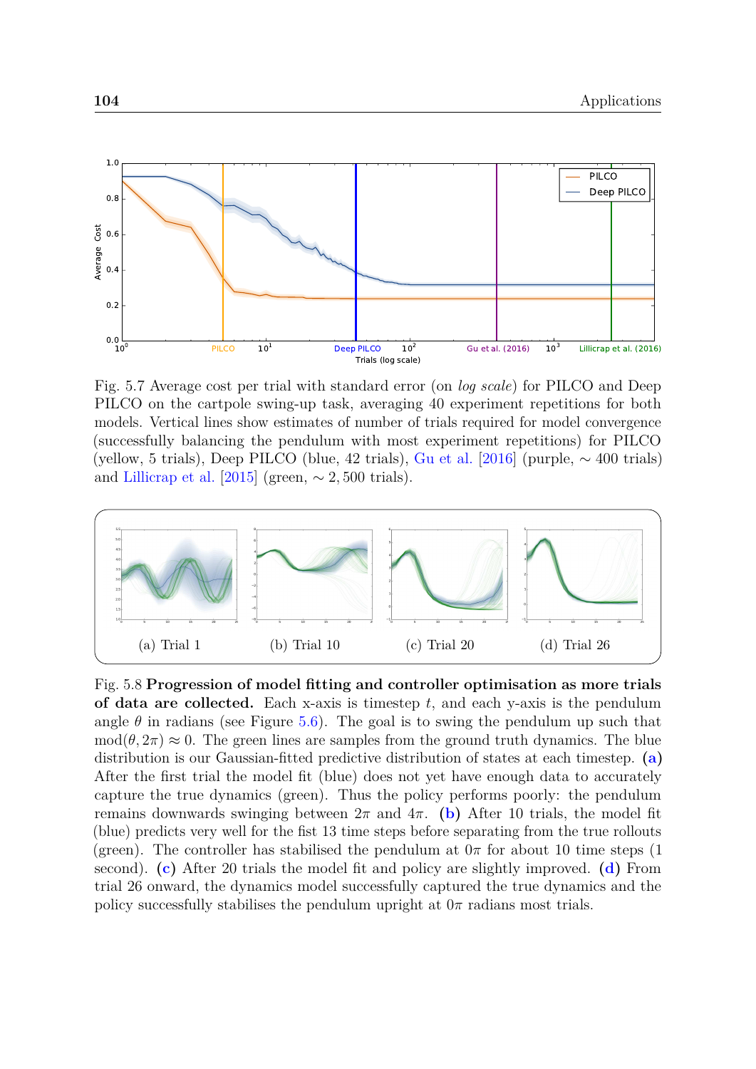1.0

0.8

0.6

0.4

0.2

0.0

Average Cost

PILCO

Deep PILCO

$10^0$

PILCO

$10^1$

Deep PILCO

$10^2$

Gu et al. (2016)

$10^3$

Lillicrap et al. (2016)

Trials (log scale)

Fig. 5.7 Average cost per trial with standard error (on *log scale*) for PILCO and Deep PILCO on the cartpole swing-up task, averaging 40 experiment repetitions for both models. Vertical lines show estimates of number of trials required for model convergence (successfully balancing the pendulum with most experiment repetitions) for PILCO (yellow, 5 trials), Deep PILCO (blue, 42 trials), Gu et al. [2016] (purple, $\sim$ 400 trials) and Lillicrap et al. [2015] (green, $\sim 2,500$ trials).

(a) Trial 1

(b) Trial 10

(c) Trial 20

(d) Trial 26

Fig. 5.8 **Progression of model fitting and controller optimisation as more trials of data are collected.** Each x-axis is timestep $t$, and each y-axis is the pendulum angle $\theta$ in radians (see Figure 5.6). The goal is to swing the pendulum up such that $\text{mod}(\theta, 2\pi) \approx 0$. The green lines are samples from the ground truth dynamics. The blue distribution is our Gaussian-fitted predictive distribution of states at each timestep. **(a)** After the first trial the model fit (blue) does not yet have enough data to accurately capture the true dynamics (green). Thus the policy performs poorly: the pendulum remains downwards swinging between $2\pi$ and $4\pi$. **(b)** After 10 trials, the model fit (blue) predicts very well for the fist 13 time steps before separating from the true rollouts (green). The controller has stabilised the pendulum at $0\pi$ for about 10 time steps (1 second). **(c)** After 20 trials the model fit and policy are slightly improved. **(d)** From trial 26 onward, the dynamics model successfully captured the true dynamics and the policy successfully stabilises the pendulum upright at $0\pi$ radians most trials.